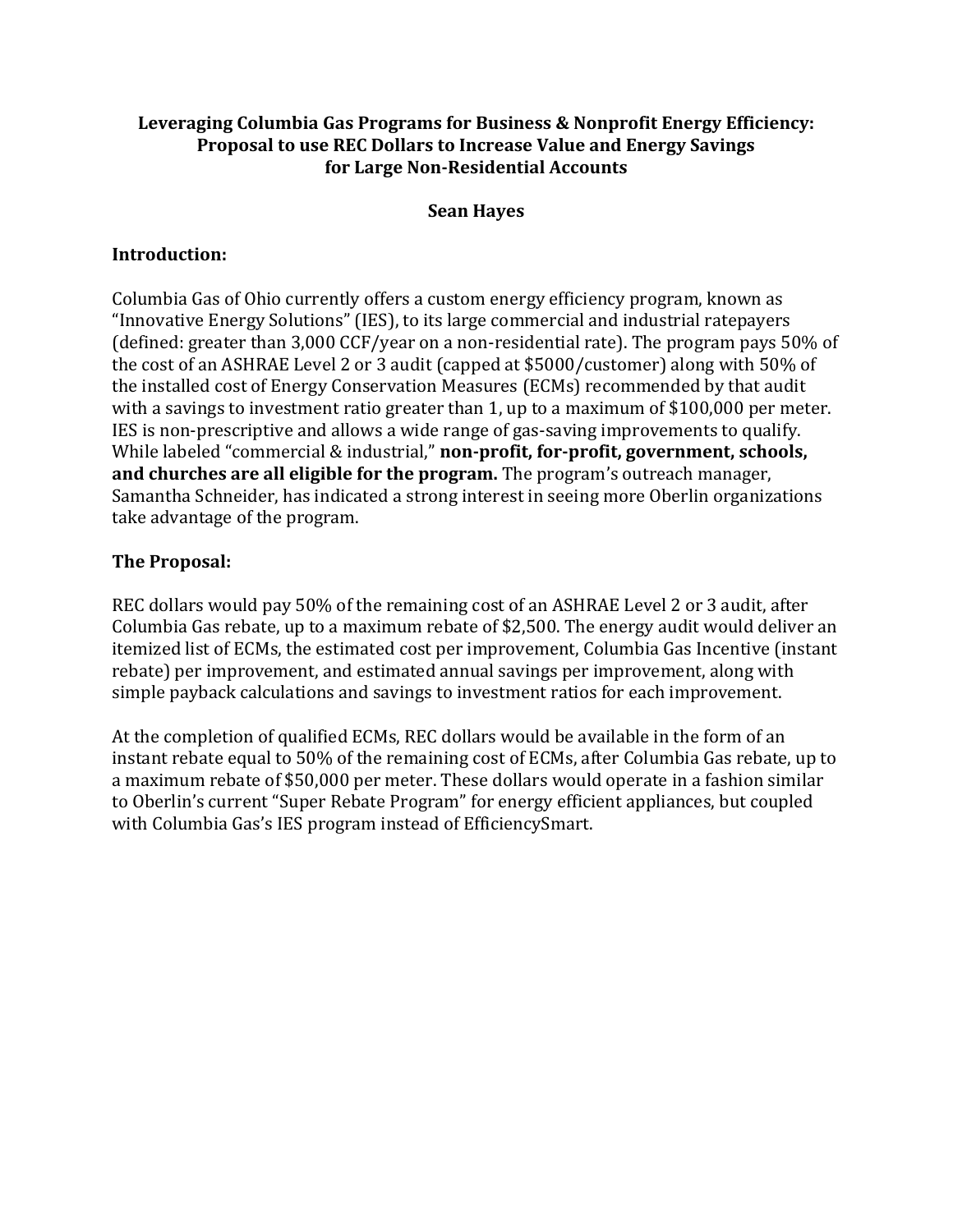**Leveraging Columbia Gas Programs for Business & Nonprofit Energy Efficiency: Proposal to use REC Dollars to Increase Value and Energy Savings for Large Non-Residential Accounts**

**Sean Hayes**

## Introduction:

Columbia Gas of Ohio currently offers a custom energy efficiency program, known as "Innovative Energy Solutions" (IES), to its large commercial and industrial ratepayers (defined: greater than 3,000 CCF/year on a non-residential rate). The program pays 50% of the cost of an ASHRAE Level 2 or 3 audit (capped at $5000/customer) along with 50% of the installed cost of Energy Conservation Measures (ECMs) recommended by that audit with a savings to investment ratio greater than 1, up to a maximum of $100,000 per meter. IES is non-prescriptive and allows a wide range of gas-saving improvements to qualify. While labeled "commercial & industrial," **non-profit, for-profit, government, schools, and churches are all eligible for the program.** The program's outreach manager, Samantha Schneider, has indicated a strong interest in seeing more Oberlin organizations take advantage of the program.

## The Proposal:

REC dollars would pay 50% of the remaining cost of an ASHRAE Level 2 or 3 audit, after Columbia Gas rebate, up to a maximum rebate of $2,500. The energy audit would deliver an itemized list of ECMs, the estimated cost per improvement, Columbia Gas Incentive (instant rebate) per improvement, and estimated annual savings per improvement, along with simple payback calculations and savings to investment ratios for each improvement.

At the completion of qualified ECMs, REC dollars would be available in the form of an instant rebate equal to 50% of the remaining cost of ECMs, after Columbia Gas rebate, up to a maximum rebate of $50,000 per meter. These dollars would operate in a fashion similar to Oberlin's current "Super Rebate Program" for energy efficient appliances, but coupled with Columbia Gas's IES program instead of EfficiencySmart.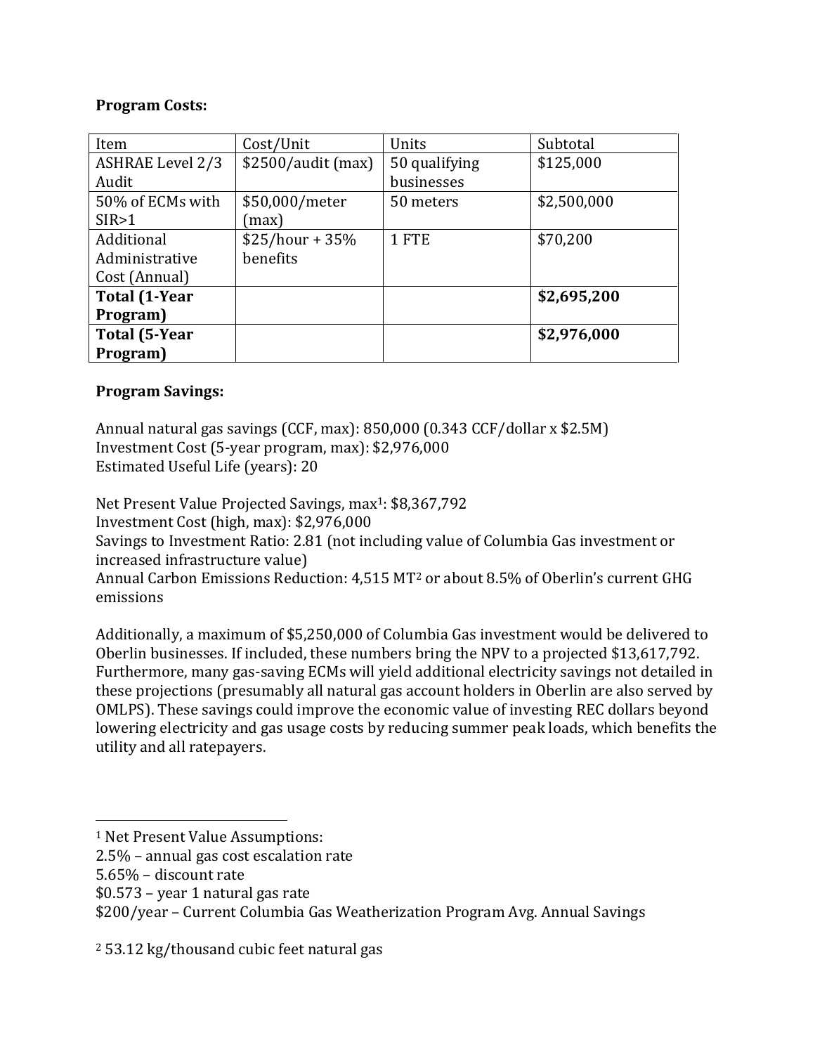**Program Costs:**

| Item | Cost/Unit | Units | Subtotal |
|---|---|---|---|
| ASHRAE Level 2/3 Audit | $2500/audit (max) | 50 qualifying businesses | $125,000 |
| 50% of ECMs with SIR>1 | $50,000/meter (max) | 50 meters | $2,500,000 |
| Additional Administrative Cost (Annual) | $25/hour + 35% benefits | 1 FTE | $70,200 |
| **Total (1-Year Program)** | | | **$2,695,200** |
| **Total (5-Year Program)** | | | **$2,976,000** |

**Program Savings:**

Annual natural gas savings (CCF, max): 850,000 (0.343 CCF/dollar x $2.5M)
Investment Cost (5-year program, max): $2,976,000
Estimated Useful Life (years): 20

Net Present Value Projected Savings, max[1]: $8,367,792
Investment Cost (high, max): $2,976,000
Savings to Investment Ratio: 2.81 (not including value of Columbia Gas investment or increased infrastructure value)
Annual Carbon Emissions Reduction: 4,515 MT[2] or about 8.5% of Oberlin's current GHG emissions

Additionally, a maximum of $5,250,000 of Columbia Gas investment would be delivered to Oberlin businesses. If included, these numbers bring the NPV to a projected $13,617,792. Furthermore, many gas-saving ECMs will yield additional electricity savings not detailed in these projections (presumably all natural gas account holders in Oberlin are also served by OMLPS). These savings could improve the economic value of investing REC dollars beyond lowering electricity and gas usage costs by reducing summer peak loads, which benefits the utility and all ratepayers.

---

[1] Net Present Value Assumptions:
2.5% – annual gas cost escalation rate
5.65% – discount rate
$0.573 – year 1 natural gas rate
$200/year – Current Columbia Gas Weatherization Program Avg. Annual Savings

[2] 53.12 kg/thousand cubic feet natural gas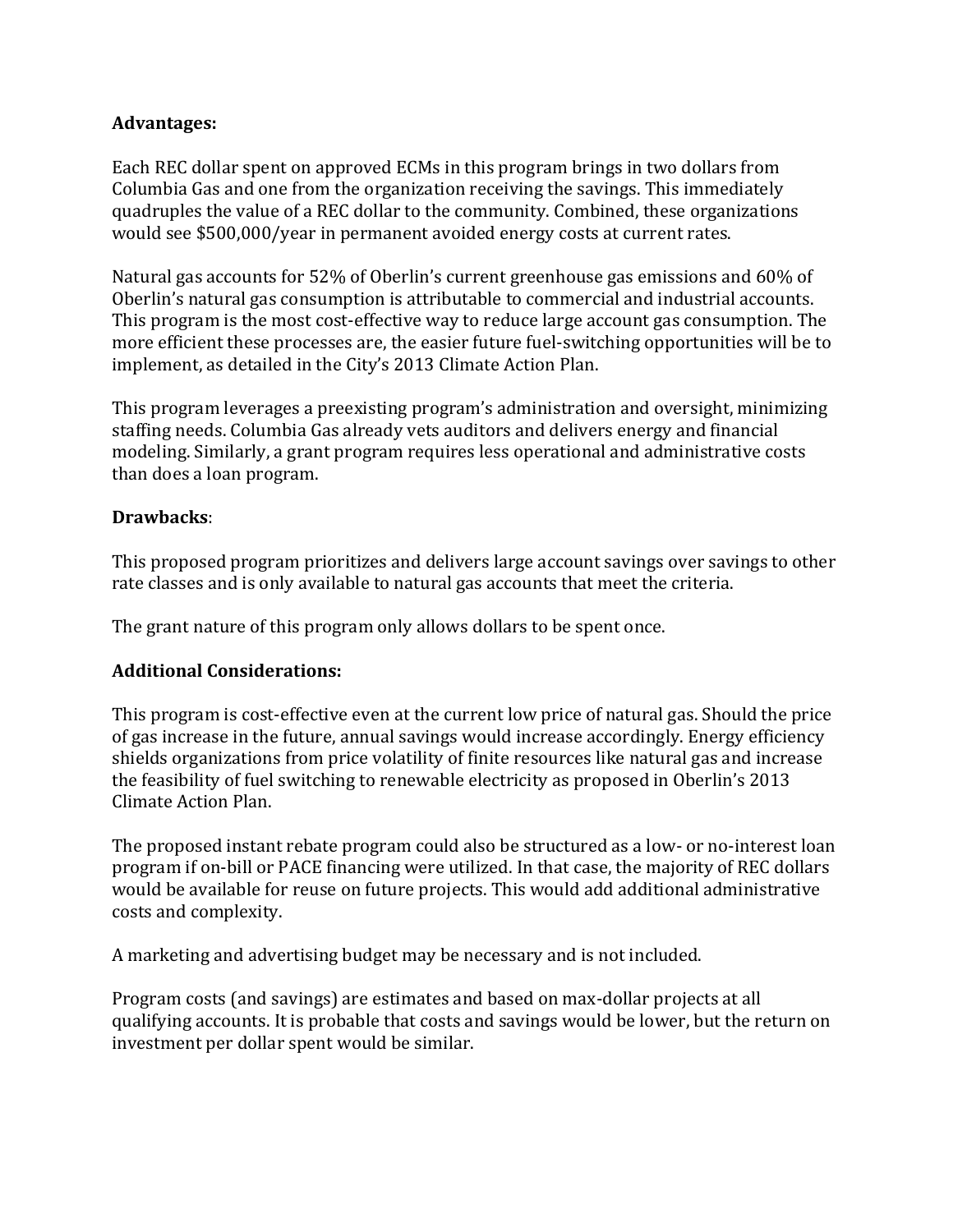**Advantages:**

Each REC dollar spent on approved ECMs in this program brings in two dollars from Columbia Gas and one from the organization receiving the savings. This immediately quadruples the value of a REC dollar to the community. Combined, these organizations would see $500,000/year in permanent avoided energy costs at current rates.

Natural gas accounts for 52% of Oberlin's current greenhouse gas emissions and 60% of Oberlin's natural gas consumption is attributable to commercial and industrial accounts. This program is the most cost-effective way to reduce large account gas consumption. The more efficient these processes are, the easier future fuel-switching opportunities will be to implement, as detailed in the City's 2013 Climate Action Plan.

This program leverages a preexisting program's administration and oversight, minimizing staffing needs. Columbia Gas already vets auditors and delivers energy and financial modeling. Similarly, a grant program requires less operational and administrative costs than does a loan program.

**Drawbacks**:

This proposed program prioritizes and delivers large account savings over savings to other rate classes and is only available to natural gas accounts that meet the criteria.

The grant nature of this program only allows dollars to be spent once.

**Additional Considerations:**

This program is cost-effective even at the current low price of natural gas. Should the price of gas increase in the future, annual savings would increase accordingly. Energy efficiency shields organizations from price volatility of finite resources like natural gas and increase the feasibility of fuel switching to renewable electricity as proposed in Oberlin's 2013 Climate Action Plan.

The proposed instant rebate program could also be structured as a low- or no-interest loan program if on-bill or PACE financing were utilized. In that case, the majority of REC dollars would be available for reuse on future projects. This would add additional administrative costs and complexity.

A marketing and advertising budget may be necessary and is not included.

Program costs (and savings) are estimates and based on max-dollar projects at all qualifying accounts. It is probable that costs and savings would be lower, but the return on investment per dollar spent would be similar.